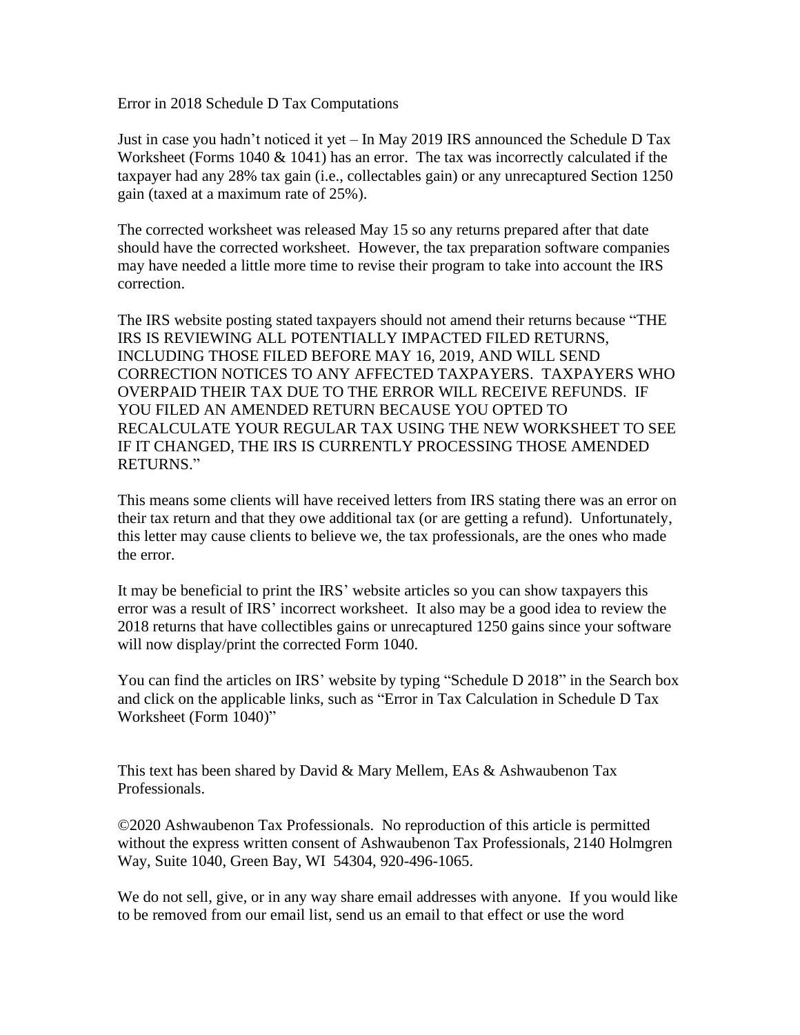Error in 2018 Schedule D Tax Computations

Just in case you hadn't noticed it yet – In May 2019 IRS announced the Schedule D Tax Worksheet (Forms 1040 & 1041) has an error. The tax was incorrectly calculated if the taxpayer had any 28% tax gain (i.e., collectables gain) or any unrecaptured Section 1250 gain (taxed at a maximum rate of 25%).

The corrected worksheet was released May 15 so any returns prepared after that date should have the corrected worksheet. However, the tax preparation software companies may have needed a little more time to revise their program to take into account the IRS correction.

The IRS website posting stated taxpayers should not amend their returns because "THE IRS IS REVIEWING ALL POTENTIALLY IMPACTED FILED RETURNS, INCLUDING THOSE FILED BEFORE MAY 16, 2019, AND WILL SEND CORRECTION NOTICES TO ANY AFFECTED TAXPAYERS. TAXPAYERS WHO OVERPAID THEIR TAX DUE TO THE ERROR WILL RECEIVE REFUNDS. IF YOU FILED AN AMENDED RETURN BECAUSE YOU OPTED TO RECALCULATE YOUR REGULAR TAX USING THE NEW WORKSHEET TO SEE IF IT CHANGED, THE IRS IS CURRENTLY PROCESSING THOSE AMENDED RETURNS."

This means some clients will have received letters from IRS stating there was an error on their tax return and that they owe additional tax (or are getting a refund). Unfortunately, this letter may cause clients to believe we, the tax professionals, are the ones who made the error.

It may be beneficial to print the IRS' website articles so you can show taxpayers this error was a result of IRS' incorrect worksheet. It also may be a good idea to review the 2018 returns that have collectibles gains or unrecaptured 1250 gains since your software will now display/print the corrected Form 1040.

You can find the articles on IRS' website by typing "Schedule D 2018" in the Search box and click on the applicable links, such as "Error in Tax Calculation in Schedule D Tax Worksheet (Form 1040)"

This text has been shared by David & Mary Mellem, EAs & Ashwaubenon Tax Professionals.

©2020 Ashwaubenon Tax Professionals. No reproduction of this article is permitted without the express written consent of Ashwaubenon Tax Professionals, 2140 Holmgren Way, Suite 1040, Green Bay, WI 54304, 920-496-1065.

We do not sell, give, or in any way share email addresses with anyone. If you would like to be removed from our email list, send us an email to that effect or use the word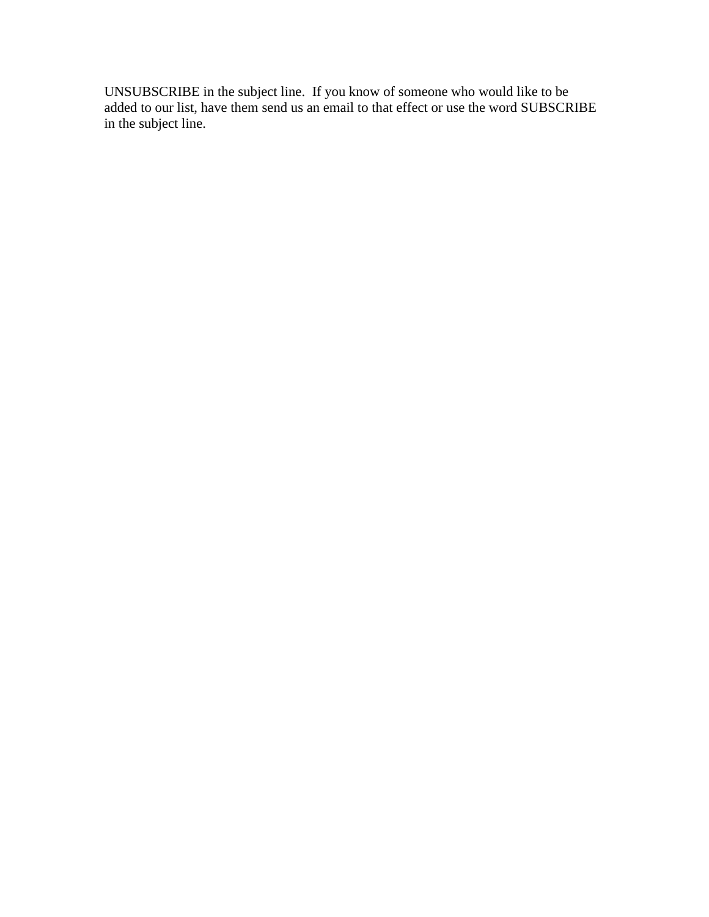UNSUBSCRIBE in the subject line. If you know of someone who would like to be added to our list, have them send us an email to that effect or use the word SUBSCRIBE in the subject line.